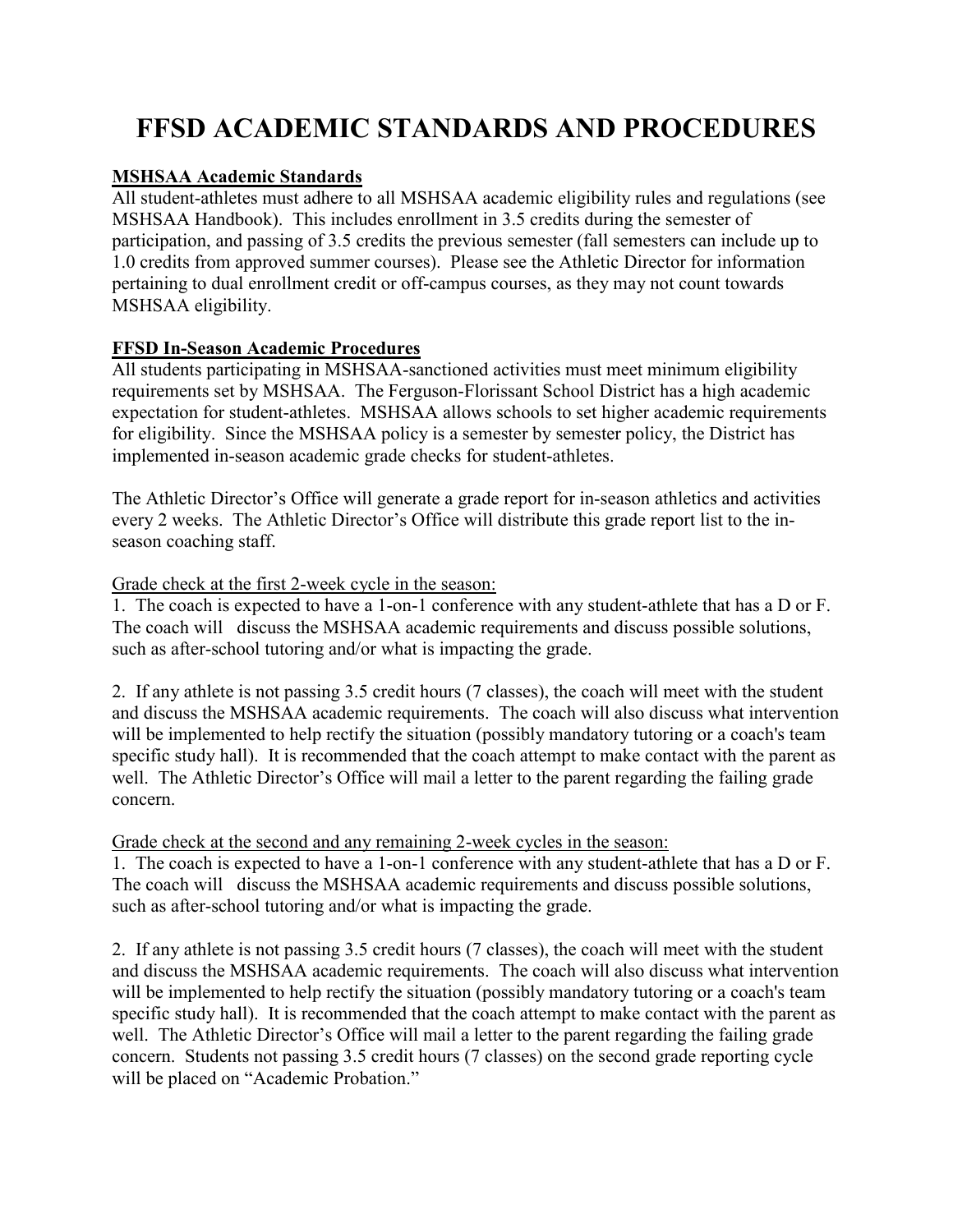# FFSD ACADEMIC STANDARDS AND PROCEDURES

**MSHSAA Academic Standards**

All student-athletes must adhere to all MSHSAA academic eligibility rules and regulations (see MSHSAA Handbook). This includes enrollment in 3.5 credits during the semester of participation, and passing of 3.5 credits the previous semester (fall semesters can include up to 1.0 credits from approved summer courses). Please see the Athletic Director for information pertaining to dual enrollment credit or off-campus courses, as they may not count towards MSHSAA eligibility.

**FFSD In-Season Academic Procedures**

All students participating in MSHSAA-sanctioned activities must meet minimum eligibility requirements set by MSHSAA. The Ferguson-Florissant School District has a high academic expectation for student-athletes. MSHSAA allows schools to set higher academic requirements for eligibility. Since the MSHSAA policy is a semester by semester policy, the District has implemented in-season academic grade checks for student-athletes.

The Athletic Director's Office will generate a grade report for in-season athletics and activities every 2 weeks. The Athletic Director's Office will distribute this grade report list to the in-season coaching staff.

Grade check at the first 2-week cycle in the season:

1. The coach is expected to have a 1-on-1 conference with any student-athlete that has a D or F. The coach will discuss the MSHSAA academic requirements and discuss possible solutions, such as after-school tutoring and/or what is impacting the grade.

2. If any athlete is not passing 3.5 credit hours (7 classes), the coach will meet with the student and discuss the MSHSAA academic requirements. The coach will also discuss what intervention will be implemented to help rectify the situation (possibly mandatory tutoring or a coach's team specific study hall). It is recommended that the coach attempt to make contact with the parent as well. The Athletic Director's Office will mail a letter to the parent regarding the failing grade concern.

Grade check at the second and any remaining 2-week cycles in the season:

1. The coach is expected to have a 1-on-1 conference with any student-athlete that has a D or F. The coach will discuss the MSHSAA academic requirements and discuss possible solutions, such as after-school tutoring and/or what is impacting the grade.

2. If any athlete is not passing 3.5 credit hours (7 classes), the coach will meet with the student and discuss the MSHSAA academic requirements. The coach will also discuss what intervention will be implemented to help rectify the situation (possibly mandatory tutoring or a coach's team specific study hall). It is recommended that the coach attempt to make contact with the parent as well. The Athletic Director's Office will mail a letter to the parent regarding the failing grade concern. Students not passing 3.5 credit hours (7 classes) on the second grade reporting cycle will be placed on "Academic Probation."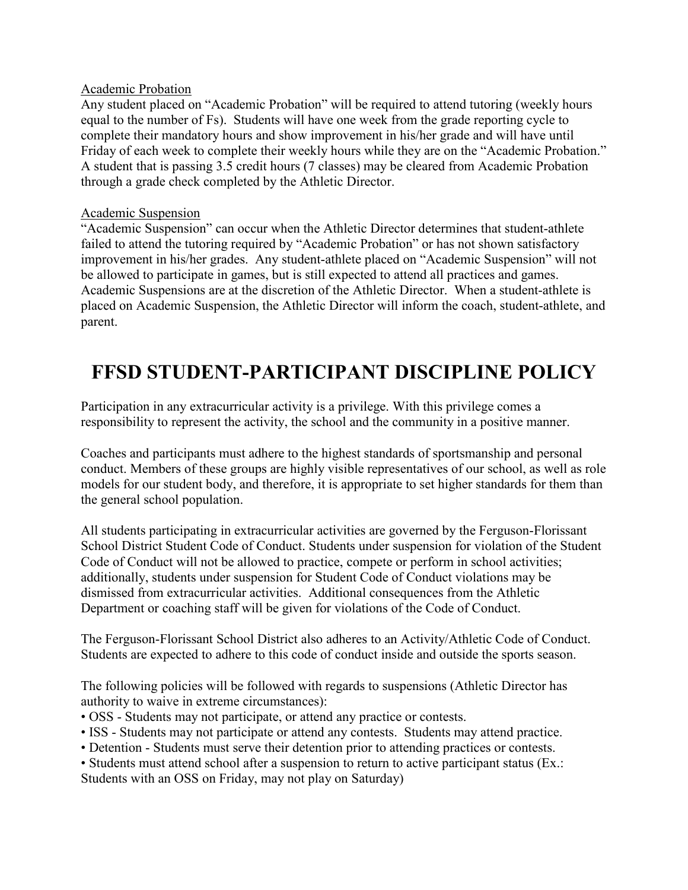Academic Probation

Any student placed on "Academic Probation" will be required to attend tutoring (weekly hours equal to the number of Fs). Students will have one week from the grade reporting cycle to complete their mandatory hours and show improvement in his/her grade and will have until Friday of each week to complete their weekly hours while they are on the "Academic Probation." A student that is passing 3.5 credit hours (7 classes) may be cleared from Academic Probation through a grade check completed by the Athletic Director.

Academic Suspension

"Academic Suspension" can occur when the Athletic Director determines that student-athlete failed to attend the tutoring required by "Academic Probation" or has not shown satisfactory improvement in his/her grades. Any student-athlete placed on "Academic Suspension" will not be allowed to participate in games, but is still expected to attend all practices and games. Academic Suspensions are at the discretion of the Athletic Director. When a student-athlete is placed on Academic Suspension, the Athletic Director will inform the coach, student-athlete, and parent.

# FFSD STUDENT-PARTICIPANT DISCIPLINE POLICY

Participation in any extracurricular activity is a privilege. With this privilege comes a responsibility to represent the activity, the school and the community in a positive manner.

Coaches and participants must adhere to the highest standards of sportsmanship and personal conduct. Members of these groups are highly visible representatives of our school, as well as role models for our student body, and therefore, it is appropriate to set higher standards for them than the general school population.

All students participating in extracurricular activities are governed by the Ferguson-Florissant School District Student Code of Conduct. Students under suspension for violation of the Student Code of Conduct will not be allowed to practice, compete or perform in school activities; additionally, students under suspension for Student Code of Conduct violations may be dismissed from extracurricular activities. Additional consequences from the Athletic Department or coaching staff will be given for violations of the Code of Conduct.

The Ferguson-Florissant School District also adheres to an Activity/Athletic Code of Conduct. Students are expected to adhere to this code of conduct inside and outside the sports season.

The following policies will be followed with regards to suspensions (Athletic Director has authority to waive in extreme circumstances):

- OSS - Students may not participate, or attend any practice or contests.
- ISS - Students may not participate or attend any contests. Students may attend practice.
- Detention - Students must serve their detention prior to attending practices or contests.
- Students must attend school after a suspension to return to active participant status (Ex.: Students with an OSS on Friday, may not play on Saturday)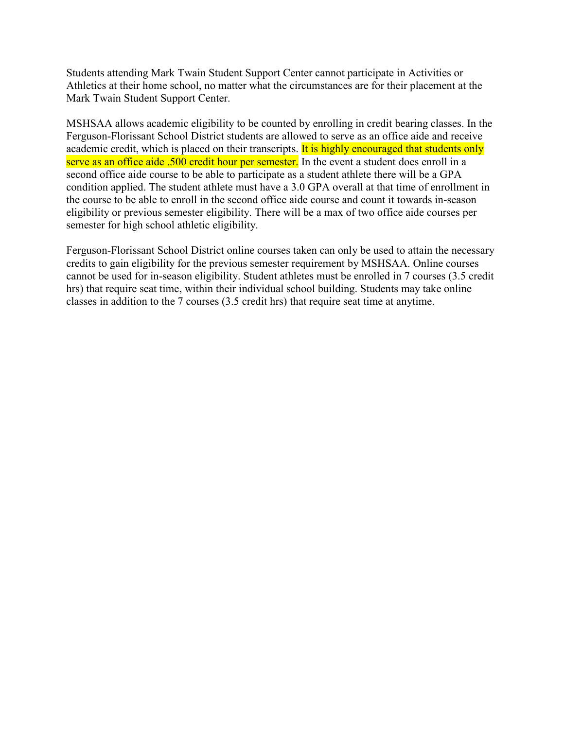Students attending Mark Twain Student Support Center cannot participate in Activities or Athletics at their home school, no matter what the circumstances are for their placement at the Mark Twain Student Support Center.

MSHSAA allows academic eligibility to be counted by enrolling in credit bearing classes. In the Ferguson-Florissant School District students are allowed to serve as an office aide and receive academic credit, which is placed on their transcripts. It is highly encouraged that students only serve as an office aide .500 credit hour per semester. In the event a student does enroll in a second office aide course to be able to participate as a student athlete there will be a GPA condition applied. The student athlete must have a 3.0 GPA overall at that time of enrollment in the course to be able to enroll in the second office aide course and count it towards in-season eligibility or previous semester eligibility. There will be a max of two office aide courses per semester for high school athletic eligibility.

Ferguson-Florissant School District online courses taken can only be used to attain the necessary credits to gain eligibility for the previous semester requirement by MSHSAA. Online courses cannot be used for in-season eligibility. Student athletes must be enrolled in 7 courses (3.5 credit hrs) that require seat time, within their individual school building. Students may take online classes in addition to the 7 courses (3.5 credit hrs) that require seat time at anytime.